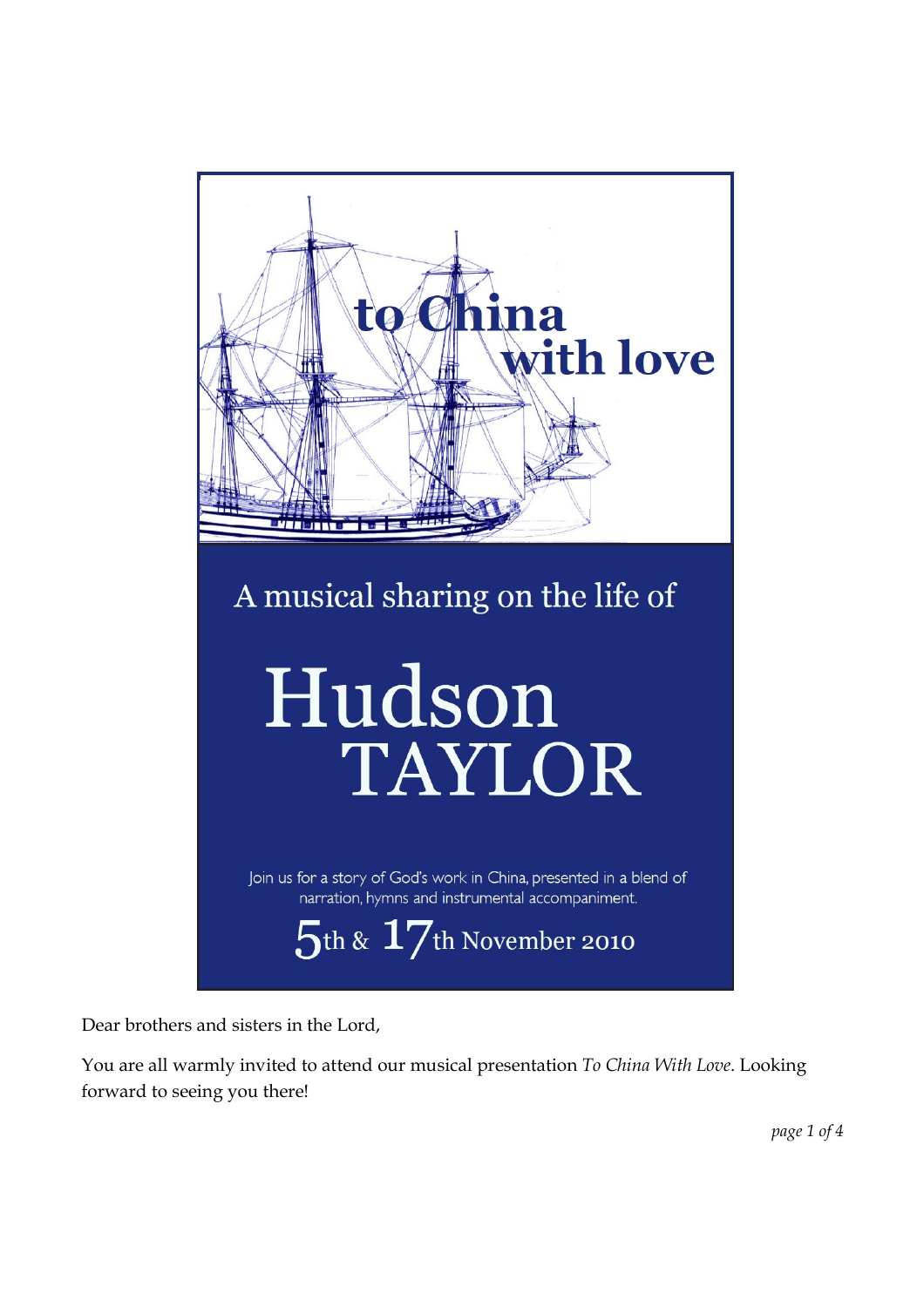# to China with love

A musical sharing on the life of

# Hudson TAYLOR

Join us for a story of God's work in China, presented in a blend of narration, hymns and instrumental accompaniment.

5th & 17th November 2010

Dear brothers and sisters in the Lord,

You are all warmly invited to attend our musical presentation *To China With Love*. Looking forward to seeing you there!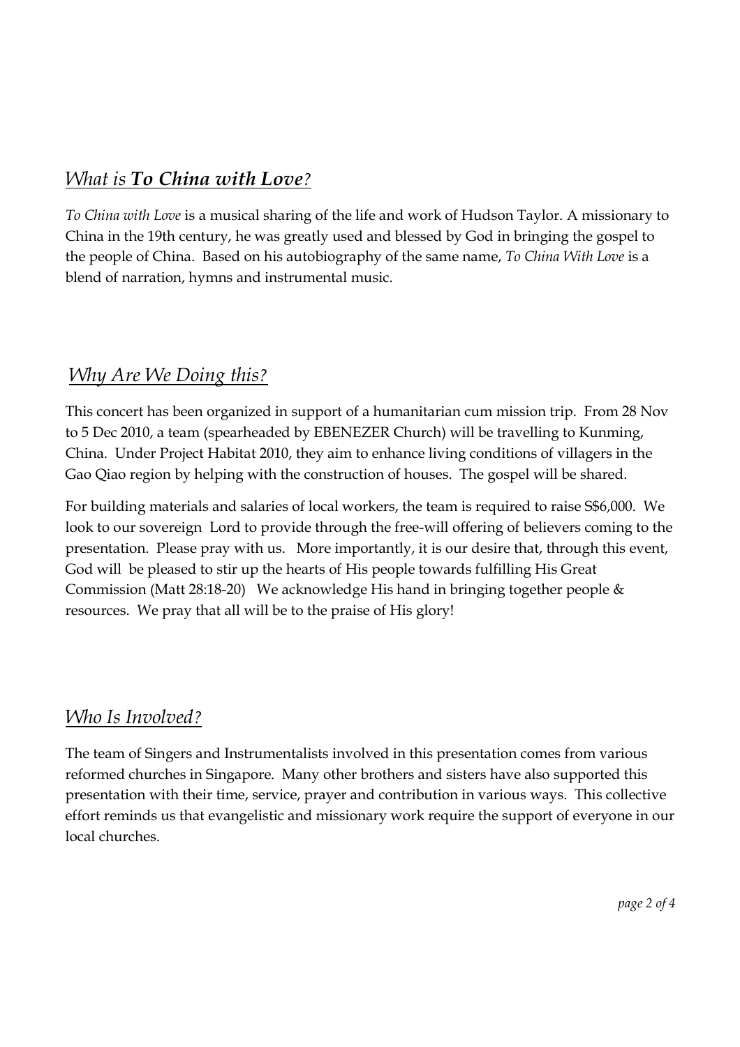## *What is **To China with Love**?*

*To China with Love* is a musical sharing of the life and work of Hudson Taylor. A missionary to China in the 19th century, he was greatly used and blessed by God in bringing the gospel to the people of China. Based on his autobiography of the same name, *To China With Love* is a blend of narration, hymns and instrumental music.

## *Why Are We Doing this?*

This concert has been organized in support of a humanitarian cum mission trip. From 28 Nov to 5 Dec 2010, a team (spearheaded by EBENEZER Church) will be travelling to Kunming, China. Under Project Habitat 2010, they aim to enhance living conditions of villagers in the Gao Qiao region by helping with the construction of houses. The gospel will be shared.

For building materials and salaries of local workers, the team is required to raise S$6,000. We look to our sovereign Lord to provide through the free-will offering of believers coming to the presentation. Please pray with us. More importantly, it is our desire that, through this event, God will be pleased to stir up the hearts of His people towards fulfilling His Great Commission (Matt 28:18-20) We acknowledge His hand in bringing together people & resources. We pray that all will be to the praise of His glory!

## *Who Is Involved?*

The team of Singers and Instrumentalists involved in this presentation comes from various reformed churches in Singapore. Many other brothers and sisters have also supported this presentation with their time, service, prayer and contribution in various ways. This collective effort reminds us that evangelistic and missionary work require the support of everyone in our local churches.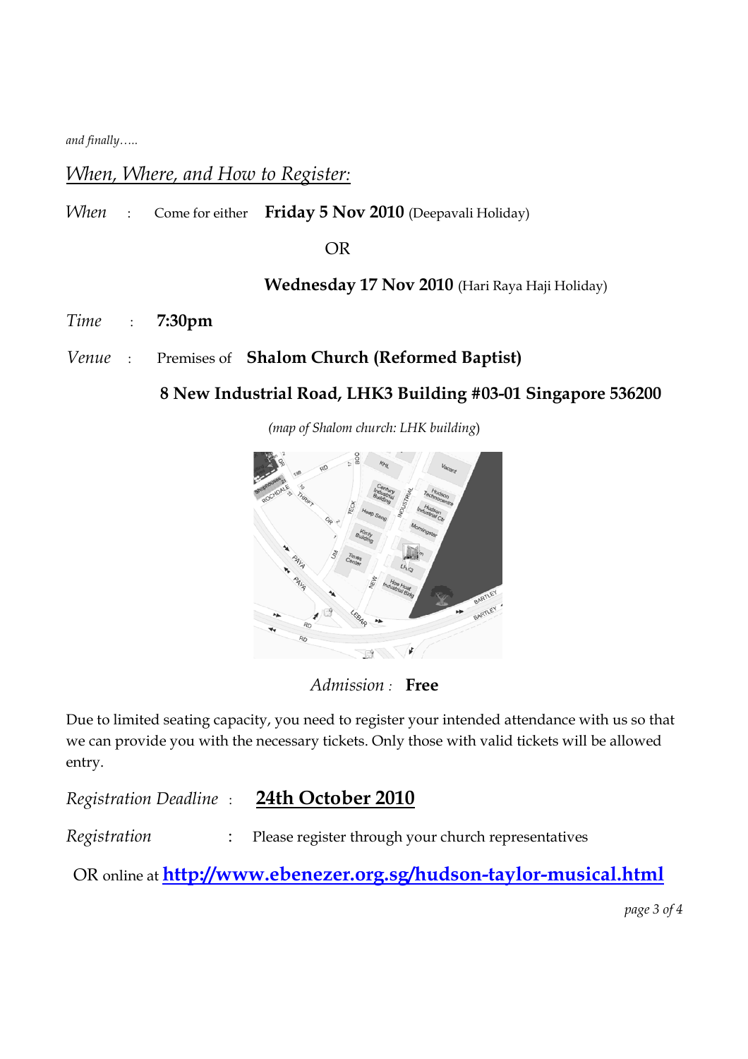*and finally…..*

## *When, Where, and How to Register:*

*When* : Come for either **Friday 5 Nov 2010** (Deepavali Holiday)

OR

**Wednesday 17 Nov 2010** (Hari Raya Haji Holiday)

*Time* : **7:30pm**

*Venue* : Premises of **Shalom Church (Reformed Baptist)**

**8 New Industrial Road, LHK3 Building #03-01 Singapore 536200**

*(map of Shalom church: LHK building)*

*Admission* : **Free**

Due to limited seating capacity, you need to register your intended attendance with us so that we can provide you with the necessary tickets. Only those with valid tickets will be allowed entry.

*Registration Deadline* : **24th October 2010**

*Registration* : Please register through your church representatives

OR online at **http://www.ebenezer.org.sg/hudson-taylor-musical.html**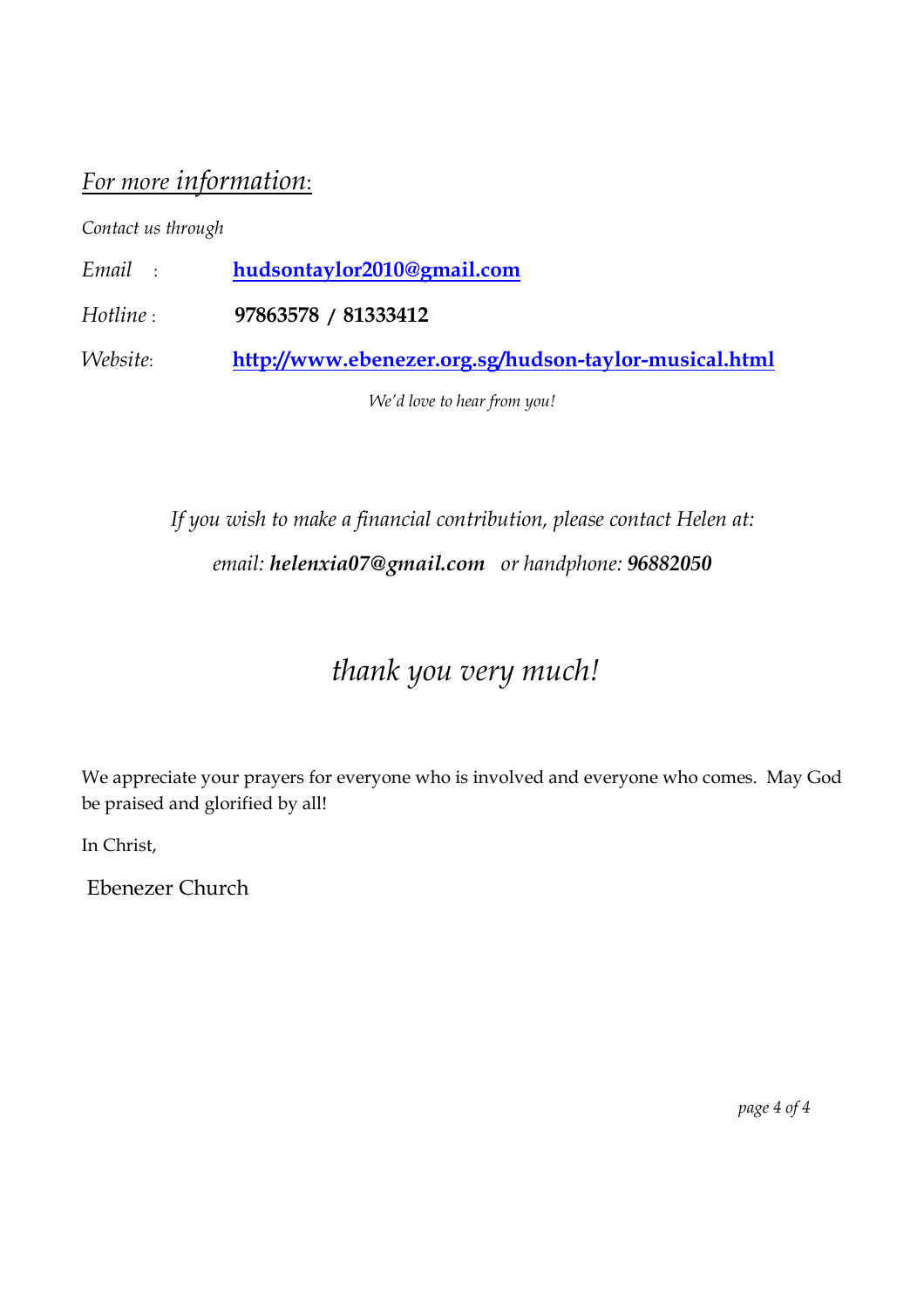## *For more information*:

*Contact us through*

*Email* : **hudsontaylor2010@gmail.com**

*Hotline* : **97863578 / 81333412**

*Website*: **http://www.ebenezer.org.sg/hudson-taylor-musical.html**

*We'd love to hear from you!*

*If you wish to make a financial contribution, please contact Helen at:*

*email:* ***helenxia07@gmail.com*** *or handphone:* ***96882050***

*thank you very much!*

We appreciate your prayers for everyone who is involved and everyone who comes. May God be praised and glorified by all!

In Christ,

Ebenezer Church